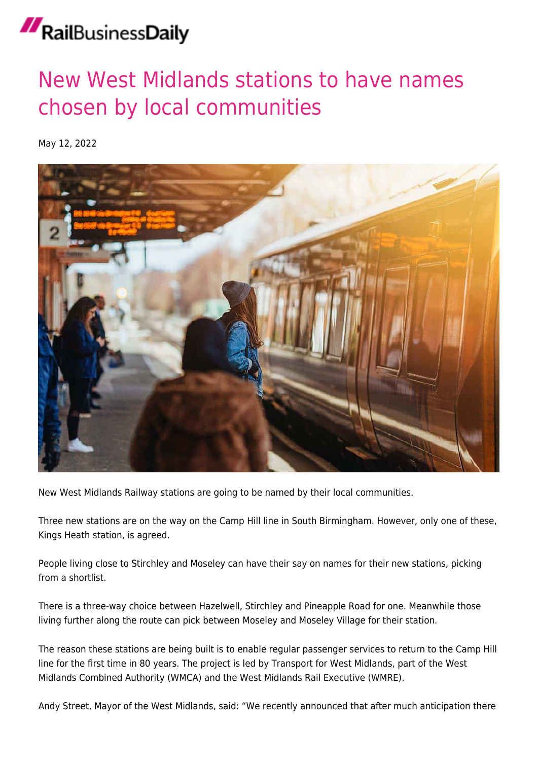RailBusinessDaily

# New West Midlands stations to have names chosen by local communities

May 12, 2022

New West Midlands Railway stations are going to be named by their local communities.

Three new stations are on the way on the Camp Hill line in South Birmingham. However, only one of these, Kings Heath station, is agreed.

People living close to Stirchley and Moseley can have their say on names for their new stations, picking from a shortlist.

There is a three-way choice between Hazelwell, Stirchley and Pineapple Road for one. Meanwhile those living further along the route can pick between Moseley and Moseley Village for their station.

The reason these stations are being built is to enable regular passenger services to return to the Camp Hill line for the first time in 80 years. The project is led by Transport for West Midlands, part of the West Midlands Combined Authority (WMCA) and the West Midlands Rail Executive (WMRE).

Andy Street, Mayor of the West Midlands, said: "We recently announced that after much anticipation there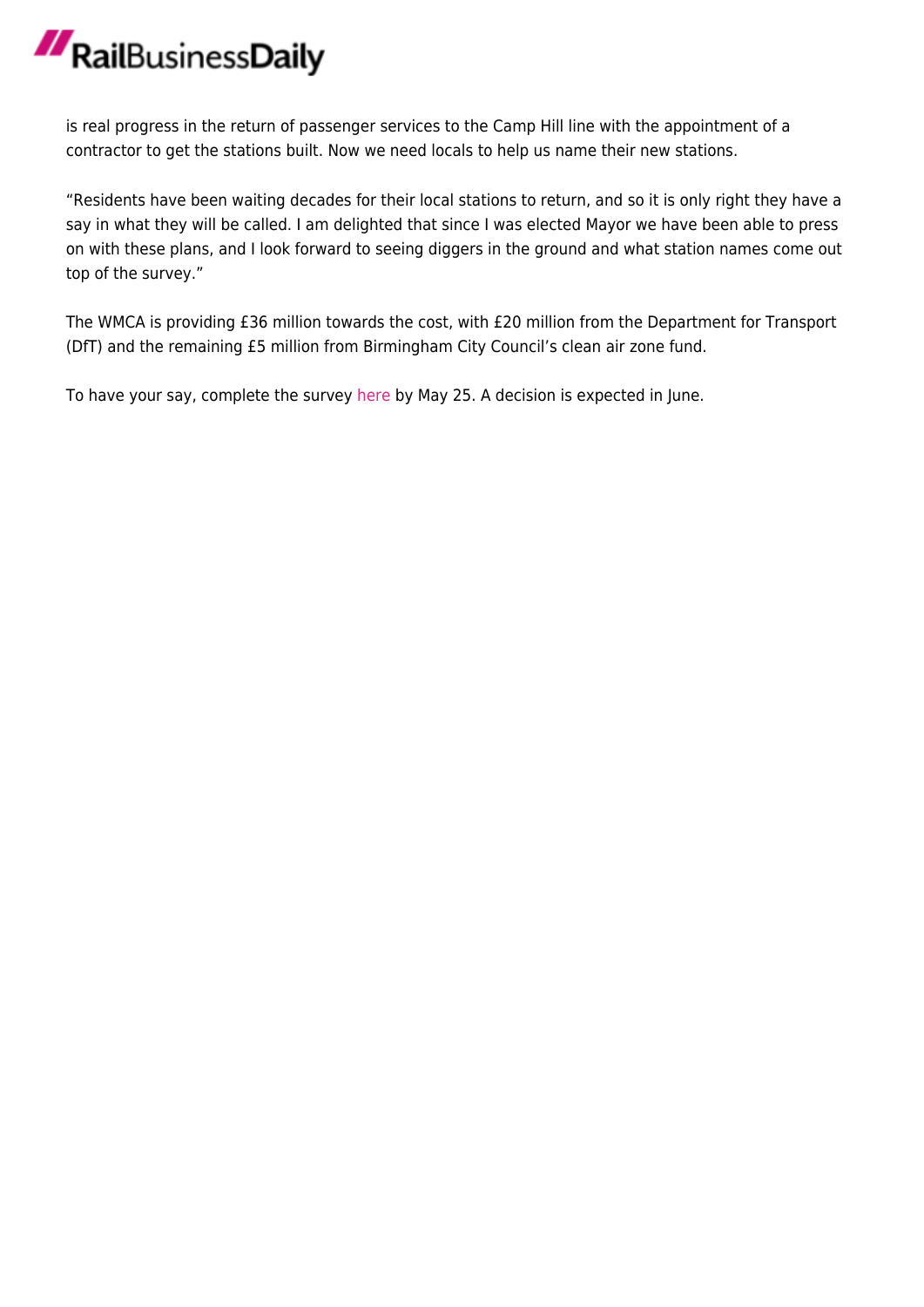is real progress in the return of passenger services to the Camp Hill line with the appointment of a contractor to get the stations built. Now we need locals to help us name their new stations.

"Residents have been waiting decades for their local stations to return, and so it is only right they have a say in what they will be called. I am delighted that since I was elected Mayor we have been able to press on with these plans, and I look forward to seeing diggers in the ground and what station names come out top of the survey."

The WMCA is providing £36 million towards the cost, with £20 million from the Department for Transport (DfT) and the remaining £5 million from Birmingham City Council's clean air zone fund.

To have your say, complete the survey here by May 25. A decision is expected in June.